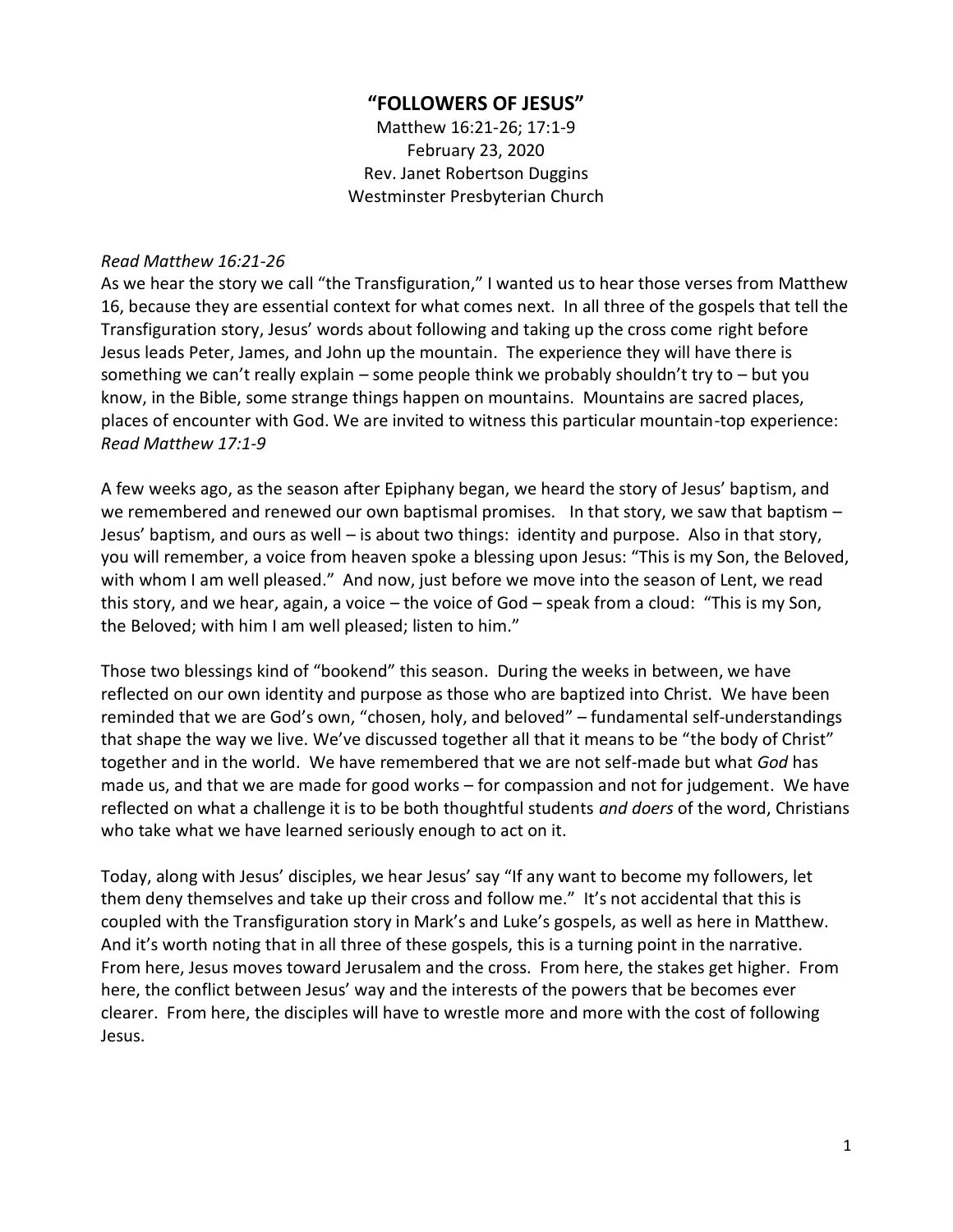# "FOLLOWERS OF JESUS"

Matthew 16:21-26; 17:1-9
February 23, 2020
Rev. Janet Robertson Duggins
Westminster Presbyterian Church

*Read Matthew 16:21-26*

As we hear the story we call "the Transfiguration," I wanted us to hear those verses from Matthew 16, because they are essential context for what comes next. In all three of the gospels that tell the Transfiguration story, Jesus' words about following and taking up the cross come right before Jesus leads Peter, James, and John up the mountain. The experience they will have there is something we can't really explain – some people think we probably shouldn't try to – but you know, in the Bible, some strange things happen on mountains. Mountains are sacred places, places of encounter with God. We are invited to witness this particular mountain-top experience:

*Read Matthew 17:1-9*

A few weeks ago, as the season after Epiphany began, we heard the story of Jesus' baptism, and we remembered and renewed our own baptismal promises. In that story, we saw that baptism – Jesus' baptism, and ours as well – is about two things: identity and purpose. Also in that story, you will remember, a voice from heaven spoke a blessing upon Jesus: "This is my Son, the Beloved, with whom I am well pleased." And now, just before we move into the season of Lent, we read this story, and we hear, again, a voice – the voice of God – speak from a cloud: "This is my Son, the Beloved; with him I am well pleased; listen to him."

Those two blessings kind of "bookend" this season. During the weeks in between, we have reflected on our own identity and purpose as those who are baptized into Christ. We have been reminded that we are God's own, "chosen, holy, and beloved" – fundamental self-understandings that shape the way we live. We've discussed together all that it means to be "the body of Christ" together and in the world. We have remembered that we are not self-made but what *God* has made us, and that we are made for good works – for compassion and not for judgement. We have reflected on what a challenge it is to be both thoughtful students *and doers* of the word, Christians who take what we have learned seriously enough to act on it.

Today, along with Jesus' disciples, we hear Jesus' say "If any want to become my followers, let them deny themselves and take up their cross and follow me." It's not accidental that this is coupled with the Transfiguration story in Mark's and Luke's gospels, as well as here in Matthew. And it's worth noting that in all three of these gospels, this is a turning point in the narrative. From here, Jesus moves toward Jerusalem and the cross. From here, the stakes get higher. From here, the conflict between Jesus' way and the interests of the powers that be becomes ever clearer. From here, the disciples will have to wrestle more and more with the cost of following Jesus.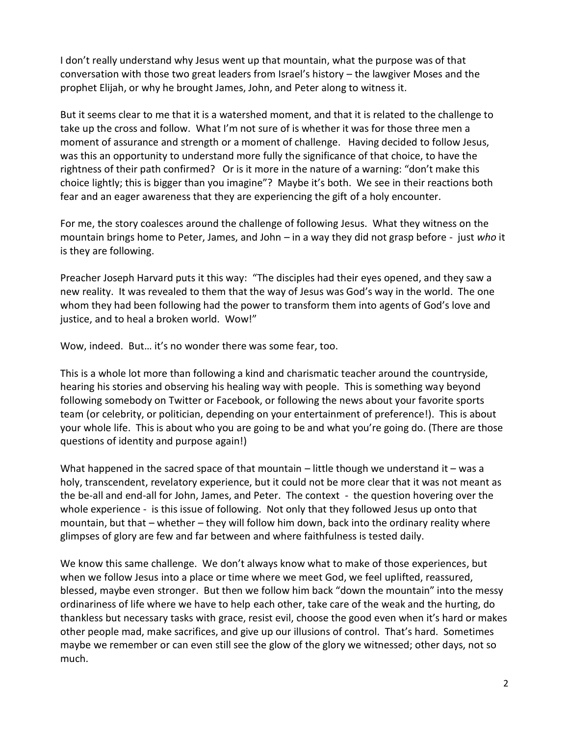I don't really understand why Jesus went up that mountain, what the purpose was of that conversation with those two great leaders from Israel's history – the lawgiver Moses and the prophet Elijah, or why he brought James, John, and Peter along to witness it.

But it seems clear to me that it is a watershed moment, and that it is related to the challenge to take up the cross and follow. What I'm not sure of is whether it was for those three men a moment of assurance and strength or a moment of challenge. Having decided to follow Jesus, was this an opportunity to understand more fully the significance of that choice, to have the rightness of their path confirmed? Or is it more in the nature of a warning: "don't make this choice lightly; this is bigger than you imagine"? Maybe it's both. We see in their reactions both fear and an eager awareness that they are experiencing the gift of a holy encounter.

For me, the story coalesces around the challenge of following Jesus. What they witness on the mountain brings home to Peter, James, and John – in a way they did not grasp before - just *who* it is they are following.

Preacher Joseph Harvard puts it this way: "The disciples had their eyes opened, and they saw a new reality. It was revealed to them that the way of Jesus was God's way in the world. The one whom they had been following had the power to transform them into agents of God's love and justice, and to heal a broken world. Wow!"

Wow, indeed. But… it's no wonder there was some fear, too.

This is a whole lot more than following a kind and charismatic teacher around the countryside, hearing his stories and observing his healing way with people. This is something way beyond following somebody on Twitter or Facebook, or following the news about your favorite sports team (or celebrity, or politician, depending on your entertainment of preference!). This is about your whole life. This is about who you are going to be and what you're going do. (There are those questions of identity and purpose again!)

What happened in the sacred space of that mountain – little though we understand it – was a holy, transcendent, revelatory experience, but it could not be more clear that it was not meant as the be-all and end-all for John, James, and Peter. The context - the question hovering over the whole experience - is this issue of following. Not only that they followed Jesus up onto that mountain, but that – whether – they will follow him down, back into the ordinary reality where glimpses of glory are few and far between and where faithfulness is tested daily.

We know this same challenge. We don't always know what to make of those experiences, but when we follow Jesus into a place or time where we meet God, we feel uplifted, reassured, blessed, maybe even stronger. But then we follow him back "down the mountain" into the messy ordinariness of life where we have to help each other, take care of the weak and the hurting, do thankless but necessary tasks with grace, resist evil, choose the good even when it's hard or makes other people mad, make sacrifices, and give up our illusions of control. That's hard. Sometimes maybe we remember or can even still see the glow of the glory we witnessed; other days, not so much.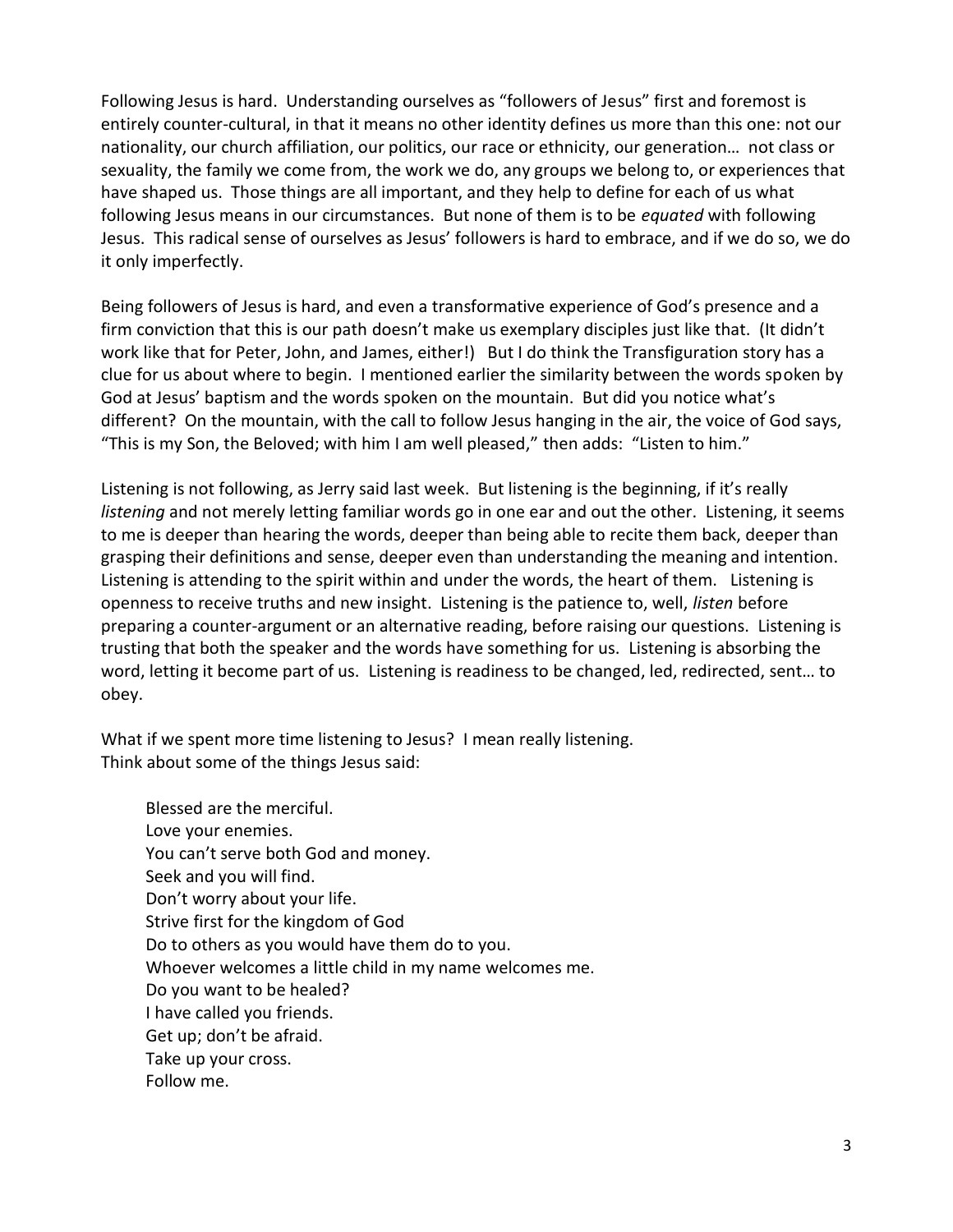Following Jesus is hard. Understanding ourselves as "followers of Jesus" first and foremost is entirely counter-cultural, in that it means no other identity defines us more than this one: not our nationality, our church affiliation, our politics, our race or ethnicity, our generation… not class or sexuality, the family we come from, the work we do, any groups we belong to, or experiences that have shaped us. Those things are all important, and they help to define for each of us what following Jesus means in our circumstances. But none of them is to be *equated* with following Jesus. This radical sense of ourselves as Jesus' followers is hard to embrace, and if we do so, we do it only imperfectly.

Being followers of Jesus is hard, and even a transformative experience of God's presence and a firm conviction that this is our path doesn't make us exemplary disciples just like that. (It didn't work like that for Peter, John, and James, either!) But I do think the Transfiguration story has a clue for us about where to begin. I mentioned earlier the similarity between the words spoken by God at Jesus' baptism and the words spoken on the mountain. But did you notice what's different? On the mountain, with the call to follow Jesus hanging in the air, the voice of God says, "This is my Son, the Beloved; with him I am well pleased," then adds: "Listen to him."

Listening is not following, as Jerry said last week. But listening is the beginning, if it's really *listening* and not merely letting familiar words go in one ear and out the other. Listening, it seems to me is deeper than hearing the words, deeper than being able to recite them back, deeper than grasping their definitions and sense, deeper even than understanding the meaning and intention. Listening is attending to the spirit within and under the words, the heart of them. Listening is openness to receive truths and new insight. Listening is the patience to, well, *listen* before preparing a counter-argument or an alternative reading, before raising our questions. Listening is trusting that both the speaker and the words have something for us. Listening is absorbing the word, letting it become part of us. Listening is readiness to be changed, led, redirected, sent… to obey.

What if we spent more time listening to Jesus? I mean really listening.
Think about some of the things Jesus said:

> Blessed are the merciful.
> Love your enemies.
> You can't serve both God and money.
> Seek and you will find.
> Don't worry about your life.
> Strive first for the kingdom of God
> Do to others as you would have them do to you.
> Whoever welcomes a little child in my name welcomes me.
> Do you want to be healed?
> I have called you friends.
> Get up; don't be afraid.
> Take up your cross.
> Follow me.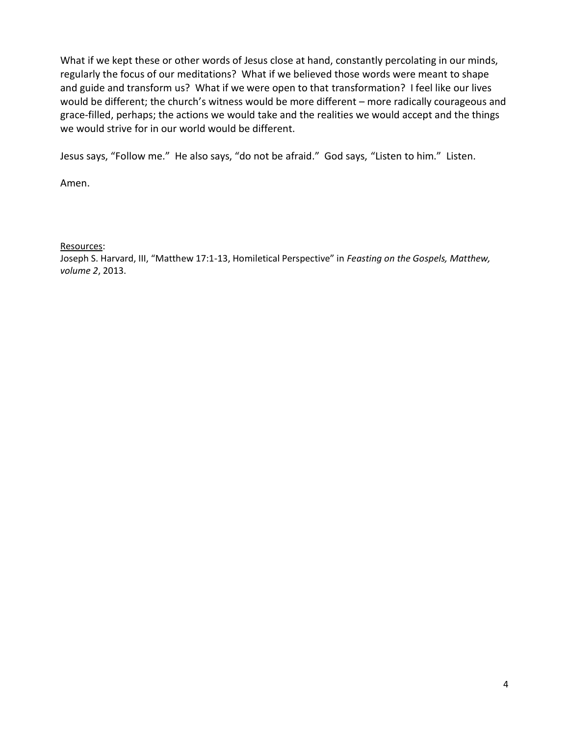What if we kept these or other words of Jesus close at hand, constantly percolating in our minds, regularly the focus of our meditations? What if we believed those words were meant to shape and guide and transform us? What if we were open to that transformation? I feel like our lives would be different; the church's witness would be more different – more radically courageous and grace-filled, perhaps; the actions we would take and the realities we would accept and the things we would strive for in our world would be different.

Jesus says, "Follow me." He also says, "do not be afraid." God says, "Listen to him." Listen.

Amen.

Resources:
Joseph S. Harvard, III, "Matthew 17:1-13, Homiletical Perspective" in *Feasting on the Gospels, Matthew, volume 2*, 2013.